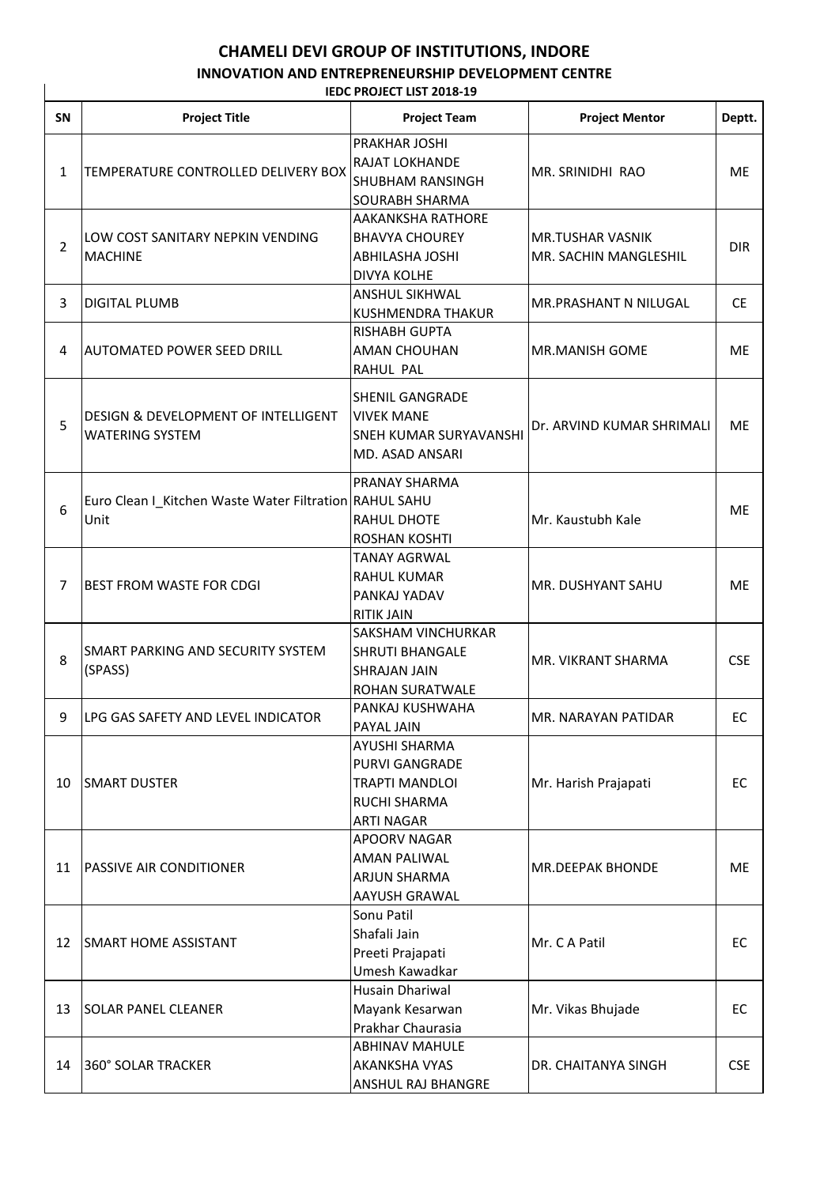# CHAMELI DEVI GROUP OF INSTITUTIONS, INDORE

## INNOVATION AND ENTREPRENEURSHIP DEVELOPMENT CENTRE

### IEDC PROJECT LIST 2018-19

| SN | Project Title | Project Team | Project Mentor | Deptt. |
|---|---|---|---|---|
| 1 | TEMPERATURE CONTROLLED DELIVERY BOX | PRAKHAR JOSHI<br>RAJAT LOKHANDE<br>SHUBHAM RANSINGH<br>SOURABH SHARMA | MR. SRINIDHI RAO | ME |
| 2 | LOW COST SANITARY NEPKIN VENDING MACHINE | AAKANKSHA RATHORE<br>BHAVYA CHOUREY<br>ABHILASHA JOSHI<br>DIVYA KOLHE | MR.TUSHAR VASNIK<br>MR. SACHIN MANGLESHIL | DIR |
| 3 | DIGITAL PLUMB | ANSHUL SIKHWAL<br>KUSHMENDRA THAKUR | MR.PRASHANT N NILUGAL | CE |
| 4 | AUTOMATED POWER SEED DRILL | RISHABH GUPTA<br>AMAN CHOUHAN<br>RAHUL PAL | MR.MANISH GOME | ME |
| 5 | DESIGN & DEVELOPMENT OF INTELLIGENT WATERING SYSTEM | SHENIL GANGRADE<br>VIVEK MANE<br>SNEH KUMAR SURYAVANSHI<br>MD. ASAD ANSARI | Dr. ARVIND KUMAR SHRIMALI | ME |
| 6 | Euro Clean I_Kitchen Waste Water Filtration Unit | PRANAY SHARMA<br>RAHUL SAHU<br>RAHUL DHOTE<br>ROSHAN KOSHTI | Mr. Kaustubh Kale | ME |
| 7 | BEST FROM WASTE FOR CDGI | TANAY AGRWAL<br>RAHUL KUMAR<br>PANKAJ YADAV<br>RITIK JAIN | MR. DUSHYANT SAHU | ME |
| 8 | SMART PARKING AND SECURITY SYSTEM (SPASS) | SAKSHAM VINCHURKAR<br>SHRUTI BHANGALE<br>SHRAJAN JAIN<br>ROHAN SURATWALE | MR. VIKRANT SHARMA | CSE |
| 9 | LPG GAS SAFETY AND LEVEL INDICATOR | PANKAJ KUSHWAHA<br>PAYAL JAIN | MR. NARAYAN PATIDAR | EC |
| 10 | SMART DUSTER | AYUSHI SHARMA<br>PURVI GANGRADE<br>TRAPTI MANDLOI<br>RUCHI SHARMA<br>ARTI NAGAR | Mr. Harish Prajapati | EC |
| 11 | PASSIVE AIR CONDITIONER | APOORV NAGAR<br>AMAN PALIWAL<br>ARJUN SHARMA<br>AAYUSH GRAWAL | MR.DEEPAK BHONDE | ME |
| 12 | SMART HOME ASSISTANT | Sonu Patil<br>Shafali Jain<br>Preeti Prajapati<br>Umesh Kawadkar | Mr. C A Patil | EC |
| 13 | SOLAR PANEL CLEANER | Husain Dhariwal<br>Mayank Kesarwan<br>Prakhar Chaurasia | Mr. Vikas Bhujade | EC |
| 14 | 360° SOLAR TRACKER | ABHINAV MAHULE<br>AKANKSHA VYAS<br>ANSHUL RAJ BHANGRE | DR. CHAITANYA SINGH | CSE |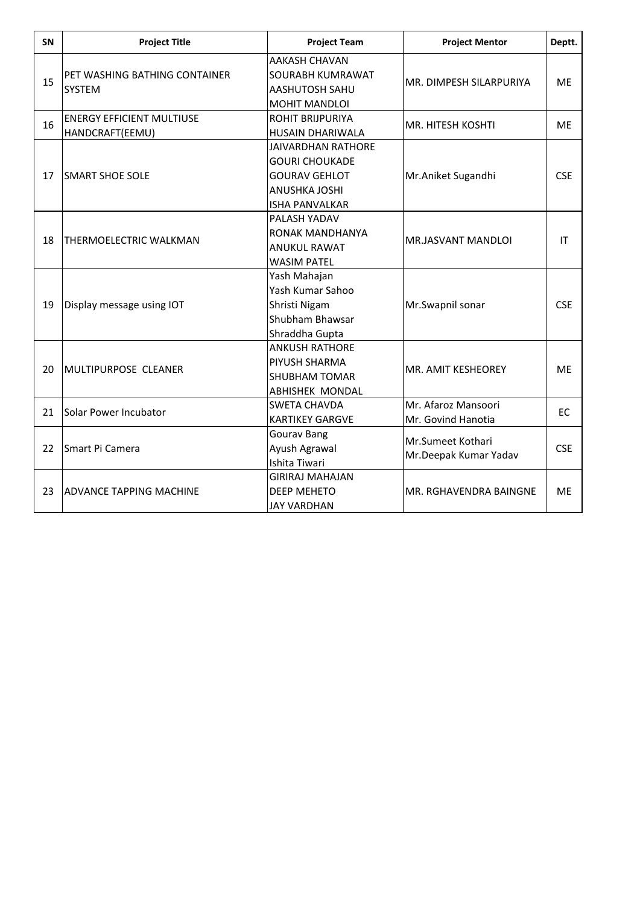| SN | Project Title | Project Team | Project Mentor | Deptt. |
|---|---|---|---|---|
| 15 | PET WASHING BATHING CONTAINER SYSTEM | AAKASH CHAVAN<br>SOURABH KUMRAWAT<br>AASHUTOSH SAHU<br>MOHIT MANDLOI | MR. DIMPESH SILARPURIYA | ME |
| 16 | ENERGY EFFICIENT MULTIUSE HANDCRAFT(EEMU) | ROHIT BRIJPURIYA<br>HUSAIN DHARIWALA | MR. HITESH KOSHTI | ME |
| 17 | SMART SHOE SOLE | JAIVARDHAN RATHORE<br>GOURI CHOUKADE<br>GOURAV GEHLOT<br>ANUSHKA JOSHI<br>ISHA PANVALKAR | Mr.Aniket Sugandhi | CSE |
| 18 | THERMOELECTRIC WALKMAN | PALASH YADAV<br>RONAK MANDHANYA<br>ANUKUL RAWAT<br>WASIM PATEL | MR.JASVANT MANDLOI | IT |
| 19 | Display message using IOT | Yash Mahajan<br>Yash Kumar Sahoo<br>Shristi Nigam<br>Shubham Bhawsar<br>Shraddha Gupta | Mr.Swapnil sonar | CSE |
| 20 | MULTIPURPOSE CLEANER | ANKUSH RATHORE<br>PIYUSH SHARMA<br>SHUBHAM TOMAR<br>ABHISHEK MONDAL | MR. AMIT KESHEOREY | ME |
| 21 | Solar Power Incubator | SWETA CHAVDA<br>KARTIKEY GARGVE | Mr. Afaroz Mansoori<br>Mr. Govind Hanotia | EC |
| 22 | Smart Pi Camera | Gourav Bang<br>Ayush Agrawal<br>Ishita Tiwari | Mr.Sumeet Kothari<br>Mr.Deepak Kumar Yadav | CSE |
| 23 | ADVANCE TAPPING MACHINE | GIRIRAJ MAHAJAN<br>DEEP MEHETO<br>JAY VARDHAN | MR. RGHAVENDRA BAINGNE | ME |